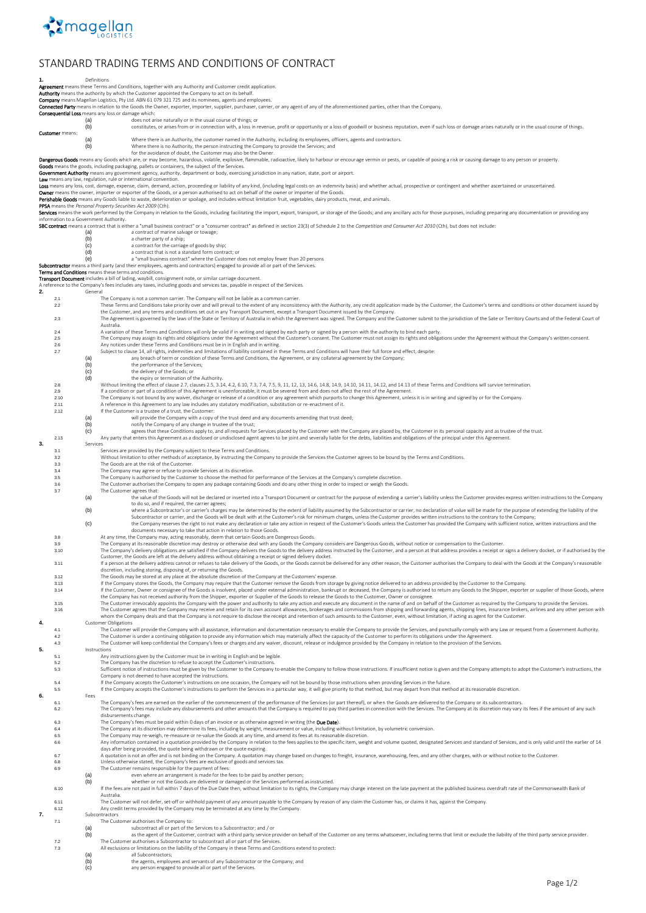# STANDARD TRADING TERMS AND CONDITIONS OF CONTRACT

## 1. Definitions

**Agreement** means these Terms and Conditions, together with any Authority and Customer credit application.

**Authority** means the authority by which the Customer appointed the Company to act on its behalf.

**Company** means Magellan Logistics, Pty Ltd. ABN 61 079 321 725 and its nominees, agents and employees.

**Connected Party** means in relation to the Goods the Owner, exporter, importer, supplier, purchaser, carrier, or any agent of any of the aforementioned parties, other than the Company.

**Consequential Loss** means any loss or damage which:

- (a) does not arise naturally or in the usual course of things; or
- (b) constitutes, or arises from or in connection with, a loss in revenue, profit or opportunity or a loss of goodwill or business reputation, even if such loss or damage arises naturally or in the usual course of things.

**Customer** means:

- (a) Where there is an Authority, the customer named in the Authority, including its employees, officers, agents and contractors.
- (b) Where there is no Authority, the person instructing the Company to provide the Services; and

for the avoidance of doubt, the Customer may also be the Owner.

**Dangerous Goods** means any Goods which are, or may become, hazardous, volatile, explosive, flammable, radioactive, likely to harbour or encourage vermin or pests, or capable of posing a risk or causing damage to any person or property.

**Goods** means the goods, including packaging, pallets or containers, the subject of the Services.

**Government Authority** means any government agency, authority, department or body, exercising jurisdiction in any nation, state, port or airport.

**Law** means any law, regulation, rule or international convention.

**Loss** means any loss, cost, damage, expense, claim, demand, action, proceeding or liability of any kind, (including legal costs on an indemnity basis) and whether actual, prospective or contingent and whether ascertained or unascertained.

**Owner** means the owner, importer or exporter of the Goods, or a person authorised to act on behalf of the owner or importer of the Goods.

**Perishable Goods** means any Goods liable to waste, deterioration or spoilage, and includes without limitation fruit, vegetables, dairy products, meat, and animals.

**PPSA** means the *Personal Property Securities Act 2009* (Cth).

**Services** means the work performed by the Company in relation to the Goods, including facilitating the import, export, transport, or storage of the Goods; and any ancillary acts for those purposes, including preparing any documentation or providing any information to a Government Authority.

**SBC contract** means a contract that is either a "small business contract" or a "consumer contract" as defined in section 23(3) of Schedule 2 to the *Competition and Consumer Act 2010* (Cth), but does not include:

- (a) a contract of marine salvage or towage;
- (b) a charter party of a ship;
- (c) a contract for the carriage of goods by ship;
- (d) a contract that is not a standard form contract; or
- (e) a "small business contract" where the Customer does not employ fewer than 20 persons

**Subcontractor** means a third party (and their employees, agents and contractors) engaged to provide all or part of the Services.

**Terms and Conditions** means these terms and conditions.

**Transport Document** includes a bill of lading, waybill, consignment note, or similar carriage document.

A reference to the Company's fees includes any taxes, including goods and services tax, payable in respect of the Services.

## 2. General

2.1 The Company is not a common carrier. The Company will not be liable as a common carrier.

2.2 These Terms and Conditions take priority over and will prevail to the extent of any inconsistency with the Authority, any credit application made by the Customer, the Customer's terms and conditions or other document issued by the Customer, and any terms and conditions set out in any Transport Document, except a Transport Document issued by the Company.

2.3 The Agreement is governed by the laws of the State or Territory of Australia in which the Agreement was signed. The Company and the Customer submit to the jurisdiction of the Sate or Territory Courts and of the Federal Court of Australia.

2.4 A variation of these Terms and Conditions will only be valid if in writing and signed by each party or signed by a person with the authority to bind each party.

2.5 The Company may assign its rights and obligations under the Agreement without the Customer's consent. The Customer must not assign its rights and obligations under the Agreement without the Company's written consent.

2.6 Any notices under these Terms and Conditions must be in English and in writing.

2.7 Subject to clause 14, all rights, indemnities and limitations of liability contained in these Terms and Conditions will have their full force and effect, despite:

- (a) any breach of term or condition of these Terms and Conditions, the Agreement, or any collateral agreement by the Company;
- (b) the performance of the Services;
- (c) the delivery of the Goods; or
- (d) the expiry or termination of the Authority.

2.8 Without limiting the effect of clause 2.7, clauses 2.5, 3.14, 4.2, 6.10, 7.3, 7.4, 7.5, 9, 11, 12, 13, 14.6, 14.8, 14.9, 14.10, 14.11, 14.12, and 14.13 of these Terms and Conditions will survive termination.

2.9 If a condition or part of a condition of this Agreement is unenforceable, it must be severed from and does not affect the rest of the Agreement.

2.10 The Company is not bound by any waiver, discharge or release of a condition or any agreement which purports to change this Agreement, unless it is in writing and signed by or for the Company.

2.11 A reference in this Agreement to any law includes any statutory modification, substitution or re-enactment of it.

2.12 If the Customer is a trustee of a trust, the Customer:

- (a) will provide the Company with a copy of the trust deed and any documents amending that trust deed;
- (b) notify the Company of any change in trustee of the trust;
- (c) agrees that these Conditions apply to, and all requests for Services placed by the Customer with the Company are placed by, the Customer in its personal capacity and as trustee of the trust.

2.13 Any party that enters this Agreement as a disclosed or undisclosed agent agrees to be joint and severally liable for the debts, liabilities and obligations of the principal under this Agreement.

## 3. Services

3.1 Services are provided by the Company subject to these Terms and Conditions.

3.2 Without limitation to other methods of acceptance, by instructing the Company to provide the Services the Customer agrees to be bound by the Terms and Conditions.

3.3 The Goods are at the risk of the Customer.

3.4 The Company may agree or refuse to provide Services at its discretion.

3.5 The Company is authorised by the Customer to choose the method for performance of the Services at the Company's complete discretion.

3.6 The Customer authorises the Company to open any package containing Goods and do any other thing in order to inspect or weigh the Goods.

3.7 The Customer agrees that:

- (a) the value of the Goods will not be declared or inserted into a Transport Document or contract for the purpose of extending a carrier's liability unless the Customer provides express written instructions to the Company to do so, and if required, the carrier agrees;
- (b) where a Subcontractor's or carrier's charges may be determined by the extent of liability assumed by the Subcontractor or carrier, no declaration of value will be made for the purpose of extending the liability of the Subcontractor or carrier, and the Goods will be dealt with at the Customer's risk for minimum charges, unless the Customer provides written instructions to the contrary to the Company;
- (c) the Company reserves the right to not make any declaration or take any action in respect of the Customer's Goods unless the Customer has provided the Company with sufficient notice, written instructions and the documents necessary to take that action in relation to those Goods.

3.8 At any time, the Company may, acting reasonably, deem that certain Goods are Dangerous Goods.

3.9 The Company at its reasonable discretion may destroy or otherwise deal with any Goods the Company considers are Dangerous Goods, without notice or compensation to the Customer.

3.10 The Company's delivery obligations are satisfied if the Company delivers the Goods to the delivery address instructed by the Customer, and a person at that address provides a receipt or signs a delivery docket, or if authorised by the Customer, the Goods are left at the delivery address without obtaining a receipt or signed delivery docket.

3.11 If a person at the delivery address cannot or refuses to take delivery of the Goods, or the Goods cannot be delivered for any other reason, the Customer authorises the Company to deal with the Goods at the Company's reasonable discretion, including storing, disposing of, or returning the Goods.

3.12 The Goods may be stored at any place at the absolute discretion of the Company at the Customers' expense.

3.13 If the Company stores the Goods, the Company may require that the Customer remove the Goods from storage by giving notice delivered to an address provided by the Customer to the Company.

3.14 If the Customer, Owner or consignee of the Goods is insolvent, placed under external administration, bankrupt or deceased, the Company is authorised to return any Goods to the Shipper, exporter or supplier of those Goods, where the Company has not received authority from the Shipper, exporter or Supplier of the Goods to release the Goods to the Customer, Owner or consignee.

3.15 The Customer irrevocably appoints the Company with the power and authority to take any action and execute any document in the name of and on behalf of the Customer as required by the Company to provide the Services.

3.16 The Customer agrees that the Company may receive and retain for its own account allowances, brokerages and commissions from shipping and forwarding agents, shipping lines, insurance brokers, airlines and any other person with whom the Company deals and that the Company is not require to disclose the receipt and retention of such amounts to the Customer, even, without limitation, if acting as agent for the Customer.

## 4. Customer Obligations

4.1 The Customer will provide the Company with all assistance, information and documentation necessary to enable the Company to provide the Services, and punctually comply with any Law or request from a Government Authority.

4.2 The Customer is under a continuing obligation to provide any information which may materially affect the capacity of the Customer to perform its obligations under the Agreement.

4.3 The Customer will keep confidential the Company's fees or charges and any waiver, discount, release or indulgence provided by the Company in relation to the provision of the Services.

## 5. Instructions

5.1 Any instructions given by the Customer must be in writing in English and be legible.

5.2 The Company has the discretion to refuse to accept the Customer's instructions.

5.3 Sufficient notice of instructions must be given by the Customer to the Company to enable the Company to follow those instructions. If insufficient notice is given and the Company attempts to adopt the Customer's instructions, the Company is not deemed to have accepted the instructions.

5.4 If the Company accepts the Customer's instructions on one occasion, the Company will not be bound by those instructions when providing Services in the future.

5.5 If the Company accepts the Customer's instructions to perform the Services in a particular way, it will give priority to that method, but may depart from that method at its reasonable discretion.

## 6. Fees

6.1 The Company's fees are earned on the earlier of the commencement of the performance of the Services (or part thereof), or when the Goods are delivered to the Company or its subcontractors.

6.2 The Company's fees may include any disbursements and other amounts that the Company is required to pay third parties in connection with the Services. The Company at its discretion may vary its fees if the amount of any such disbursements change.

6.3 The Company's fees must be paid within 0 days of an invoice or as otherwise agreed in writing (the **Due Date**).

6.4 The Company at its discretion may determine its fees, including by weight, measurement or value, including without limitation, by volumetric conversion.

6.5 The Company may re-weigh, re-measure or re-value the Goods at any time, and amend its fees at its reasonable discretion.

6.6 Any information contained in a quotation provided by the Company in relation to the fees applies to the specific item, weight and volume quoted, designated Services and standard of Services, and is only valid until the earlier of 14 days after being provided, the quote being withdrawn or the quote expiring.

6.7 A quotation is not an offer and is not binding on the Company. A quotation may change based on changes to freight, insurance, warehousing, fees, and any other charges, with or without notice to the Customer.

6.8 Unless otherwise stated, the Company's fees are exclusive of goods and services tax.

6.9 The Customer remains responsible for the payment of fees:

- (a) even where an arrangement is made for the fees to be paid by another person;
- (b) whether or not the Goods are delivered or damaged or the Services performed as instructed.

6.10 If the fees are not paid in full within 7 days of the Due Date then, without limitation to its rights, the Company may charge interest on the late payment at the published business overdraft rate of the Commonwealth Bank of Australia.

6.11 The Customer will not defer, set-off or withhold payment of any amount payable to the Company by reason of any claim the Customer has, or claims it has, against the Company.

6.12 Any credit terms provided by the Company may be terminated at any time by the Company.

## 7. Subcontractors

7.1 The Customer authorises the Company to:

- (a) subcontract all or part of the Services to a Subcontractor; and / or
- (b) as the agent of the Customer, contract with a third party service provider on behalf of the Customer on any terms whatsoever, including terms that limit or exclude the liability of the third party service provider.

7.2 The Customer authorises a Subcontractor to subcontract all or part of the Services.

7.3 All exclusions or limitations on the liability of the Company in these Terms and Conditions extend to protect:

- (a) all Subcontractors;
- (b) the agents, employees and servants of any Subcontractor or the Company; and
- (c) any person engaged to provide all or part of the Services.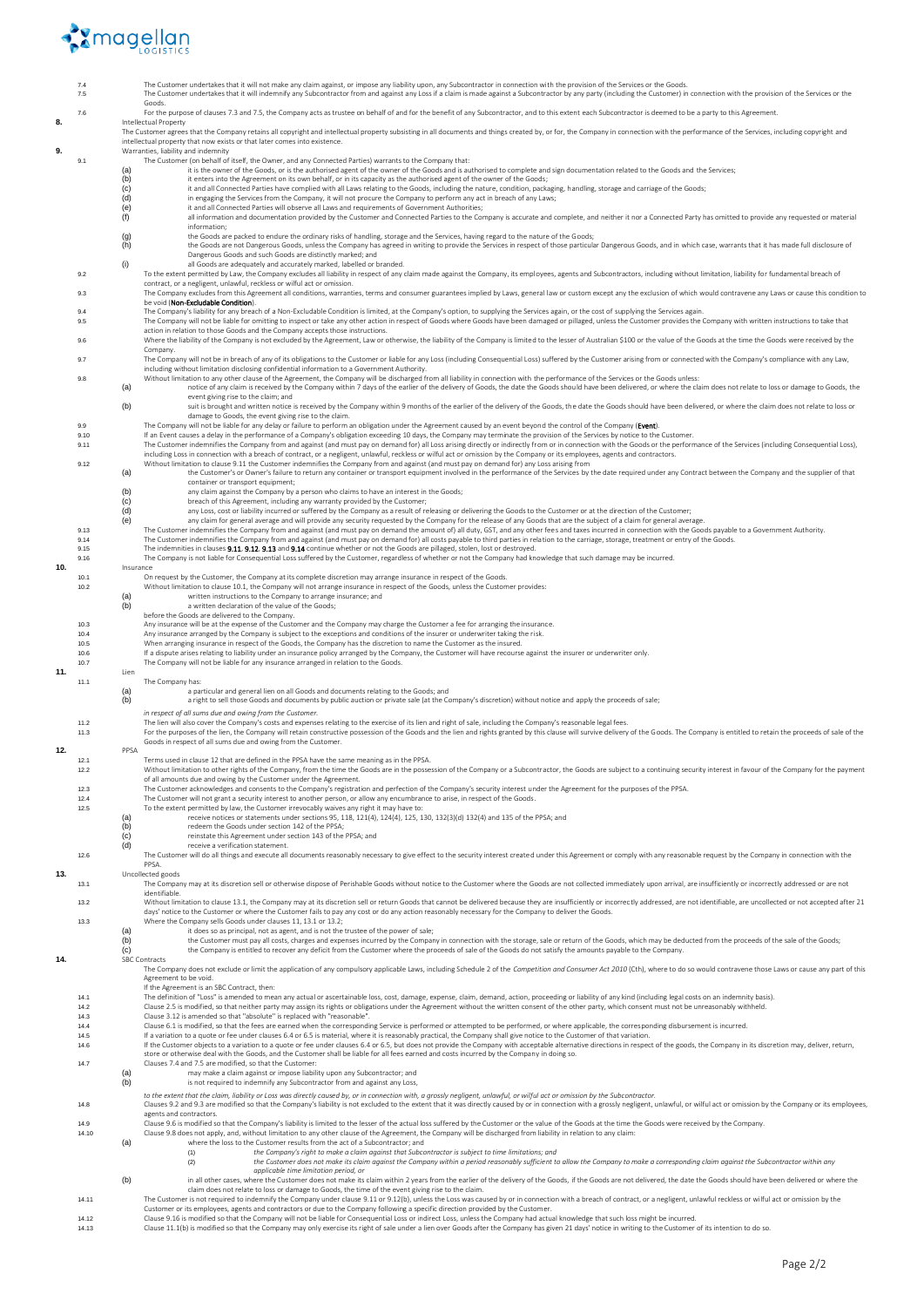7.4 The Customer undertakes that it will not make any claim against, or impose any liability upon, any Subcontractor in connection with the provision of the Services or the Goods.

7.5 The Customer undertakes that it will indemnify any Subcontractor from and against any Loss if a claim is made against a Subcontractor by any party (including the Customer) in connection with the provision of the Services or the Goods.

7.6 For the purpose of clauses 7.3 and 7.5, the Company acts as trustee on behalf of and for the benefit of any Subcontractor, and to this extent each Subcontractor is deemed to be a party to this Agreement.

## 8. Intellectual Property

The Customer agrees that the Company retains all copyright and intellectual property subsisting in all documents and things created by, or for, the Company in connection with the performance of the Services, including copyright and intellectual property that now exists or that later comes into existence.

## 9. Warranties, liability and indemnity

9.1 The Customer (on behalf of itself, the Owner, and any Connected Parties) warrants to the Company that:

(a) it is the owner of the Goods, or is the authorised agent of the owner of the Goods and is authorised to complete and sign documentation related to the Goods and the Services;

(b) it enters into the Agreement on its own behalf, or in its capacity as the authorised agent of the owner of the Goods;

(c) it and all Connected Parties have complied with all Laws relating to the Goods, including the nature, condition, packaging, handling, storage and carriage of the Goods;

(d) in engaging the Services from the Company, it will not procure the Company to perform any act in breach of any Laws;

(e) it and all Connected Parties will observe all Laws and requirements of Government Authorities;

(f) all information and documentation provided by the Customer and Connected Parties to the Company is accurate and complete, and neither it nor a Connected Party has omitted to provide any requested or material information;

(g) the Goods are packed to endure the ordinary risks of handling, storage and the Services, having regard to the nature of the Goods;

(h) the Goods are not Dangerous Goods, unless the Company has agreed in writing to provide the Services in respect of those particular Dangerous Goods, and in which case, warrants that it has made full disclosure of Dangerous Goods and such Goods are distinctly marked; and

(i) all Goods are adequately and accurately marked, labelled or branded.

9.2 To the extent permitted by Law, the Company excludes all liability in respect of any claim made against the Company, its employees, agents and Subcontractors, including without limitation, liability for fundamental breach of contract, or a negligent, unlawful, reckless or wilful act or omission.

9.3 The Company excludes from this Agreement all conditions, warranties, terms and consumer guarantees implied by Laws, general law or custom except any the exclusion of which would contravene any Laws or cause this condition to be void (**Non-Excludable Condition**).

9.4 The Company's liability for any breach of a Non-Excludable Condition is limited, at the Company's option, to supplying the Services again, or the cost of supplying the Services again.

9.5 The Company will not be liable for omitting to inspect or take any other action in respect of Goods where Goods have been damaged or pillaged, unless the Customer provides the Company with written instructions to take that action in relation to those Goods and the Company accepts those instructions.

9.6 Where the liability of the Company is not excluded by the Agreement, Law or otherwise, the liability of the Company is limited to the lesser of Australian $100 or the value of the Goods at the time the Goods were received by the Company.

9.7 The Company will not be in breach of any of its obligations to the Customer or liable for any Loss (including Consequential Loss) suffered by the Customer arising from or connected with the Company's compliance with any Law, including without limitation disclosing confidential information to a Government Authority.

9.8 Without limitation to any other clause of the Agreement, the Company will be discharged from all liability in connection with the performance of the Services or the Goods unless:

(a) notice of any claim is received by the Company within 7 days of the earlier of the delivery of Goods, the date the Goods should have been delivered, or where the claim does not relate to loss or damage to Goods, the event giving rise to the claim; and

(b) suit is brought and written notice is received by the Company within 9 months of the earlier of the delivery of the Goods, the date the Goods should have been delivered, or where the claim does not relate to loss or damage to Goods, the event giving rise to the claim.

9.9 The Company will not be liable for any delay or failure to perform an obligation under the Agreement caused by an event beyond the control of the Company (**Event**).

9.10 If an Event causes a delay in the performance of a Company's obligation exceeding 10 days, the Company may terminate the provision of the Services by notice to the Customer.

9.11 The Customer indemnifies the Company from and against (and must pay on demand for) all Loss arising directly or indirectly from or in connection with the Goods or the performance of the Services (including Consequential Loss), including Loss in connection with a breach of contract, or a negligent, unlawful, reckless or wilful act or omission by the Company or its employees, agents and contractors.

9.12 Without limitation to clause 9.11 the Customer indemnifies the Company from and against (and must pay on demand for) any Loss arising from

(a) the Customer's or Owner's failure to return any container or transport equipment involved in the performance of the Services by the date required under any Contract between the Company and the supplier of that container or transport equipment;

(b) any claim against the Company by a person who claims to have an interest in the Goods;

(c) breach of this Agreement, including any warranty provided by the Customer;

(d) any Loss, cost or liability incurred or suffered by the Company as a result of releasing or delivering the Goods to the Customer or at the direction of the Customer;

(e) any claim for general average and will provide any security requested by the Company for the release of any Goods that are the subject of a claim for general average.

9.13 The Customer indemnifies the Company from and against (and must pay on demand the amount of) all duty, GST, and any other fees and taxes incurred in connection with the Goods payable to a Government Authority.

9.14 The Customer indemnifies the Company from and against (and must pay on demand for) all costs payable to third parties in relation to the carriage, storage, treatment or entry of the Goods.

9.15 The indemnities in clauses **9.11**, **9.12**, **9.13** and **9.14** continue whether or not the Goods are pillaged, stolen, lost or destroyed.

9.16 The Company is not liable for Consequential Loss suffered by the Customer, regardless of whether or not the Company had knowledge that such damage may be incurred.

## 10. Insurance

10.1 On request by the Customer, the Company at its complete discretion may arrange insurance in respect of the Goods.

10.2 Without limitation to clause 10.1, the Company will not arrange insurance in respect of the Goods, unless the Customer provides:

(a) written instructions to the Company to arrange insurance; and

(b) a written declaration of the value of the Goods;

before the Goods are delivered to the Company.

10.3 Any insurance will be at the expense of the Customer and the Company may charge the Customer a fee for arranging the insurance.

10.4 Any insurance arranged by the Company is subject to the exceptions and conditions of the insurer or underwriter taking the risk.

10.5 When arranging insurance in respect of the Goods, the Company has the discretion to name the Customer as the insured.

10.6 If a dispute arises relating to liability under an insurance policy arranged by the Company, the Customer will have recourse against the insurer or underwriter only.

10.7 The Company will not be liable for any insurance arranged in relation to the Goods.

## 11. Lien

11.1 The Company has:

(a) a particular and general lien on all Goods and documents relating to the Goods; and

(b) a right to sell those Goods and documents by public auction or private sale (at the Company's discretion) without notice and apply the proceeds of sale;

*in respect of all sums due and owing from the Customer.*

11.2 The lien will also cover the Company's costs and expenses relating to the exercise of its lien and right of sale, including the Company's reasonable legal fees.

11.3 For the purposes of the lien, the Company will retain constructive possession of the Goods and the lien and rights granted by this clause will survive delivery of the Goods. The Company is entitled to retain the proceeds of sale of the Goods in respect of all sums due and owing from the Customer.

## 12. PPSA

12.1 Terms used in clause 12 that are defined in the PPSA have the same meaning as in the PPSA.

12.2 Without limitation to other rights of the Company, from the time the Goods are in the possession of the Company or a Subcontractor, the Goods are subject to a continuing security interest in favour of the Company for the payment of all amounts due and owing by the Customer under the Agreement.

12.3 The Customer acknowledges and consents to the Company's registration and perfection of the Company's security interest under the Agreement for the purposes of the PPSA.

12.4 The Customer will not grant a security interest to another person, or allow any encumbrance to arise, in respect of the Goods.

12.5 To the extent permitted by law, the Customer irrevocably waives any right it may have to:

(a) receive notices or statements under sections 95, 118, 121(4), 124(4), 125, 130, 132(3)(d) 132(4) and 135 of the PPSA; and

(b) redeem the Goods under section 142 of the PPSA;

(c) reinstate this Agreement under section 143 of the PPSA; and

(d) receive a verification statement.

12.6 The Customer will do all things and execute all documents reasonably necessary to give effect to the security interest created under this Agreement or comply with any reasonable request by the Company in connection with the PPSA.

## 13. Uncollected goods

13.1 The Company may at its discretion sell or otherwise dispose of Perishable Goods without notice to the Customer where the Goods are not collected immediately upon arrival, are insufficiently or incorrectly addressed or are not identifiable.

13.2 Without limitation to clause 13.1, the Company may at its discretion sell or return Goods that cannot be delivered because they are insufficiently or incorrectly addressed, are not identifiable, are uncollected or not accepted after 21 days' notice to the Customer or where the Customer fails to pay any cost or do any action reasonably necessary for the Company to deliver the Goods.

13.3 Where the Company sells Goods under clauses 11, 13.1 or 13.2;

(a) it does so as principal, not as agent, and is not the trustee of the power of sale;

(b) the Customer must pay all costs, charges and expenses incurred by the Company in connection with the storage, sale or return of the Goods, which may be deducted from the proceeds of the sale of the Goods;

(c) the Company is entitled to recover any deficit from the Customer where the proceeds of sale of the Goods do not satisfy the amounts payable to the Company.

## 14. SBC Contracts

The Company does not exclude or limit the application of any compulsory applicable Laws, including Schedule 2 of the *Competition and Consumer Act 2010* (Cth), where to do so would contravene those Laws or cause any part of this Agreement to be void.

If the Agreement is an SBC Contract, then:

14.1 The definition of "Loss" is amended to mean any actual or ascertainable loss, cost, damage, expense, claim, demand, action, proceeding or liability of any kind (including legal costs on an indemnity basis).

14.2 Clause 2.5 is modified, so that neither party may assign its rights or obligations under the Agreement without the written consent of the other party, which consent must not be unreasonably withheld.

14.3 Clause 3.12 is amended so that "absolute" is replaced with "reasonable".

14.4 Clause 6.1 is modified, so that the fees are earned when the corresponding Service is performed or attempted to be performed, or where applicable, the corresponding disbursement is incurred.

14.5 If a variation to a quote or fee under clauses 6.4 or 6.5 is material, where it is reasonably practical, the Company shall give notice to the Customer of that variation.

14.6 If the Customer objects to a variation to a quote or fee under clauses 6.4 or 6.5, but does not provide the Company with acceptable alternative directions in respect of the goods, the Company in its discretion may, deliver, return, store or otherwise deal with the Goods, and the Customer shall be liable for all fees earned and costs incurred by the Company in doing so.

14.7 Clauses 7.4 and 7.5 are modified, so that the Customer:

(a) may make a claim against or impose liability upon any Subcontractor; and

(b) is not required to indemnify any Subcontractor from and against any Loss,

*to the extent that the claim, liability or Loss was directly caused by, or in connection with, a grossly negligent, unlawful, or wilful act or omission by the Subcontractor.*

14.8 Clauses 9.2 and 9.3 are modified so that the Company's liability is not excluded to the extent that it was directly caused by or in connection with a grossly negligent, unlawful, or wilful act or omission by the Company or its employees, agents and contractors.

14.9 Clause 9.6 is modified so that the Company's liability is limited to the lesser of the actual loss suffered by the Customer or the value of the Goods at the time the Goods were received by the Company.

14.10 Clause 9.8 does not apply, and, without limitation to any other clause of the Agreement, the Company will be discharged from liability in relation to any claim:

(a) where the loss to the Customer results from the act of a Subcontractor; and

(1) *the Company's right to make a claim against that Subcontractor is subject to time limitations; and*

(2) *the Customer does not make its claim against the Company within a period reasonably sufficient to allow the Company to make a corresponding claim against the Subcontractor within any applicable time limitation period, or*

(b) in all other cases, where the Customer does not make its claim within 2 years from the earlier of the delivery of the Goods, if the Goods are not delivered, the date the Goods should have been delivered or where the claim does not relate to loss or damage to Goods, the time of the event giving rise to the claim.

14.11 The Customer is not required to indemnify the Company under clause 9.11 or 9.12(b), unless the Loss was caused by or in connection with a breach of contract, or a negligent, unlawful reckless or wilful act or omission by the Customer or its employees, agents and contractors or due to the Company following a specific direction provided by the Customer.

14.12 Clause 9.16 is modified so that the Company will not be liable for Consequential Loss or indirect Loss, unless the Company had actual knowledge that such loss might be incurred.

14.13 Clause 11.1(b) is modified so that the Company may only exercise its right of sale under a lien over Goods after the Company has given 21 days' notice in writing to the Customer of its intention to do so.